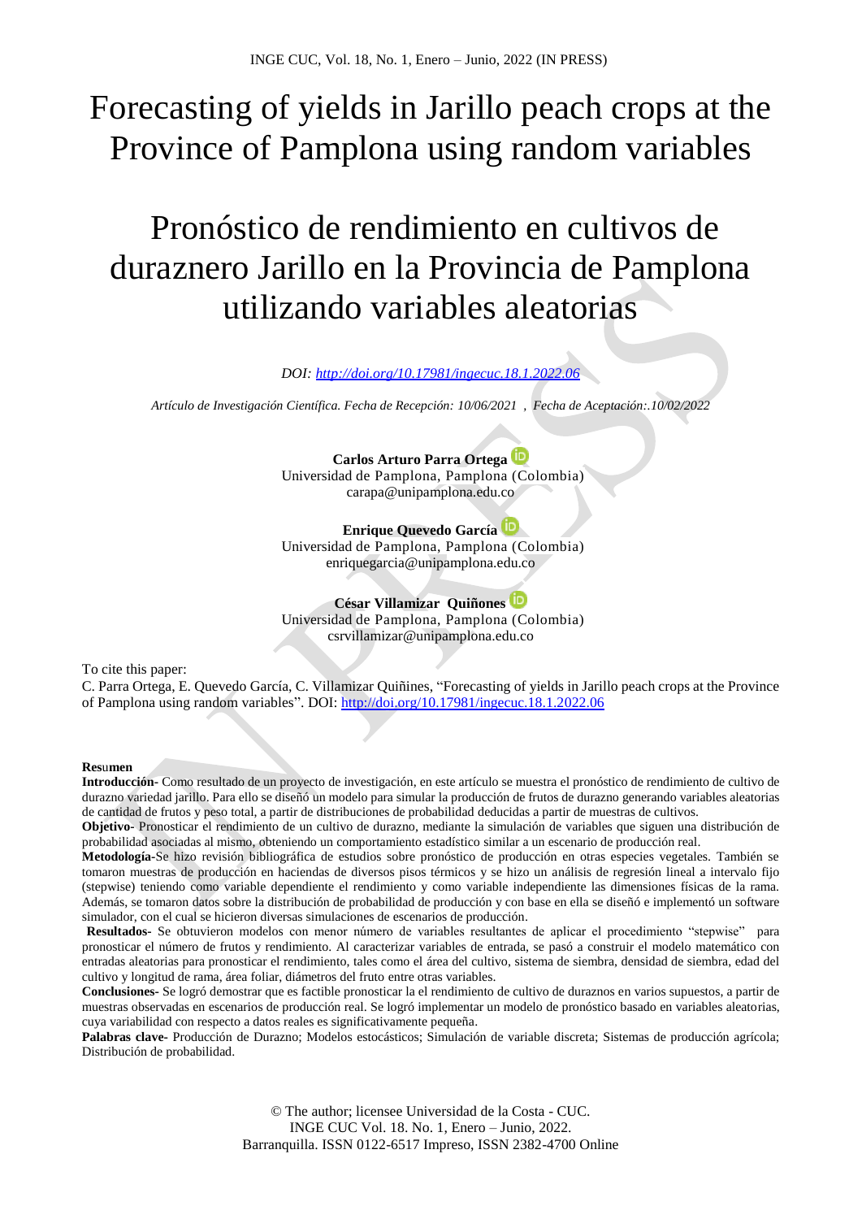# Forecasting of yields in Jarillo peach crops at the Province of Pamplona using random variables

# Pronóstico de rendimiento en cultivos de duraznero Jarillo en la Provincia de Pamplona utilizando variables aleatorias

*DOI: http://doi.org/10.17981/ingecuc.18.1.2022.06*

*Artículo de Investigación Científica. Fecha de Recepción: 10/06/2021 , Fecha de Aceptación:.10/02/2022*

**Carlos Arturo Parra Ortega**
Universidad de Pamplona, Pamplona (Colombia)
carapa@unipamplona.edu.co

**Enrique Quevedo García**
Universidad de Pamplona, Pamplona (Colombia)
enriquegarcia@unipamplona.edu.co

**César Villamizar Quiñones**
Universidad de Pamplona, Pamplona (Colombia)
csrvillamizar@unipamplona.edu.co

To cite this paper:
C. Parra Ortega, E. Quevedo García, C. Villamizar Quiñines, "Forecasting of yields in Jarillo peach crops at the Province of Pamplona using random variables". DOI: http://doi.org/10.17981/ingecuc.18.1.2022.06

**Resumen**

**Introducción-** Como resultado de un proyecto de investigación, en este artículo se muestra el pronóstico de rendimiento de cultivo de durazno variedad jarillo. Para ello se diseñó un modelo para simular la producción de frutos de durazno generando variables aleatorias de cantidad de frutos y peso total, a partir de distribuciones de probabilidad deducidas a partir de muestras de cultivos.

**Objetivo-** Pronosticar el rendimiento de un cultivo de durazno, mediante la simulación de variables que siguen una distribución de probabilidad asociadas al mismo, obteniendo un comportamiento estadístico similar a un escenario de producción real.

**Metodología-**Se hizo revisión bibliográfica de estudios sobre pronóstico de producción en otras especies vegetales. También se tomaron muestras de producción en haciendas de diversos pisos térmicos y se hizo un análisis de regresión lineal a intervalo fijo (stepwise) teniendo como variable dependiente el rendimiento y como variable independiente las dimensiones físicas de la rama. Además, se tomaron datos sobre la distribución de probabilidad de producción y con base en ella se diseñó e implementó un software simulador, con el cual se hicieron diversas simulaciones de escenarios de producción.

**Resultados-** Se obtuvieron modelos con menor número de variables resultantes de aplicar el procedimiento "stepwise" para pronosticar el número de frutos y rendimiento. Al caracterizar variables de entrada, se pasó a construir el modelo matemático con entradas aleatorias para pronosticar el rendimiento, tales como el área del cultivo, sistema de siembra, densidad de siembra, edad del cultivo y longitud de rama, área foliar, diámetros del fruto entre otras variables.

**Conclusiones-** Se logró demostrar que es factible pronosticar la el rendimiento de cultivo de duraznos en varios supuestos, a partir de muestras observadas en escenarios de producción real. Se logró implementar un modelo de pronóstico basado en variables aleatorias, cuya variabilidad con respecto a datos reales es significativamente pequeña.

**Palabras clave-** Producción de Durazno; Modelos estocásticos; Simulación de variable discreta; Sistemas de producción agrícola; Distribución de probabilidad.

© The author; licensee Universidad de la Costa - CUC.
INGE CUC Vol. 18. No. 1, Enero – Junio, 2022.
Barranquilla. ISSN 0122-6517 Impreso, ISSN 2382-4700 Online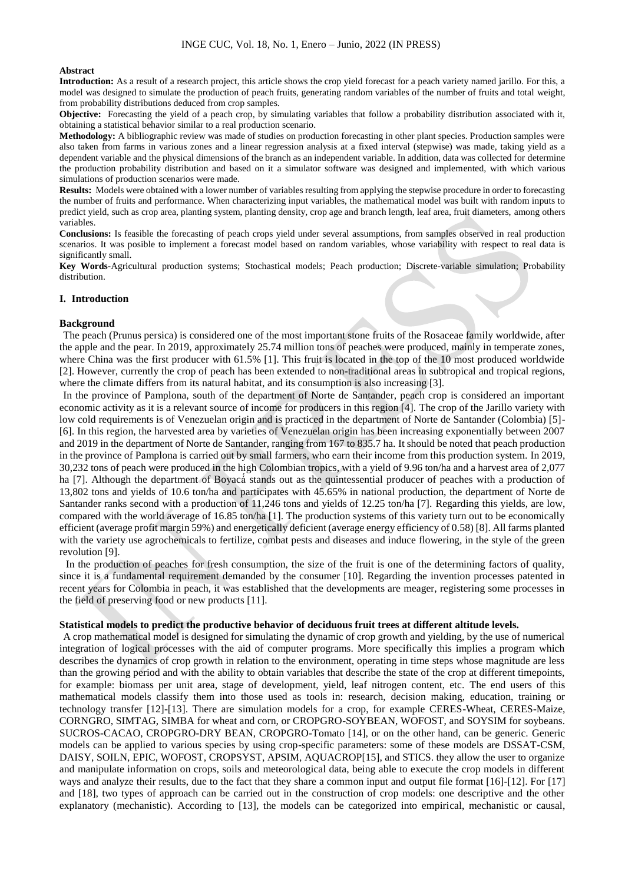**Abstract**

**Introduction:** As a result of a research project, this article shows the crop yield forecast for a peach variety named jarillo. For this, a model was designed to simulate the production of peach fruits, generating random variables of the number of fruits and total weight, from probability distributions deduced from crop samples.

**Objective:** Forecasting the yield of a peach crop, by simulating variables that follow a probability distribution associated with it, obtaining a statistical behavior similar to a real production scenario.

**Methodology:** A bibliographic review was made of studies on production forecasting in other plant species. Production samples were also taken from farms in various zones and a linear regression analysis at a fixed interval (stepwise) was made, taking yield as a dependent variable and the physical dimensions of the branch as an independent variable. In addition, data was collected for determine the production probability distribution and based on it a simulator software was designed and implemented, with which various simulations of production scenarios were made.

**Results:** Models were obtained with a lower number of variables resulting from applying the stepwise procedure in order to forecasting the number of fruits and performance. When characterizing input variables, the mathematical model was built with random inputs to predict yield, such as crop area, planting system, planting density, crop age and branch length, leaf area, fruit diameters, among others variables.

**Conclusions:** Is feasible the forecasting of peach crops yield under several assumptions, from samples observed in real production scenarios. It was posible to implement a forecast model based on random variables, whose variability with respect to real data is significantly small.

**Key Words**-Agricultural production systems; Stochastical models; Peach production; Discrete-variable simulation; Probability distribution.

## I. Introduction

### Background

The peach (Prunus persica) is considered one of the most important stone fruits of the Rosaceae family worldwide, after the apple and the pear. In 2019, approximately 25.74 million tons of peaches were produced, mainly in temperate zones, where China was the first producer with 61.5% [1]. This fruit is located in the top of the 10 most produced worldwide [2]. However, currently the crop of peach has been extended to non-traditional areas in subtropical and tropical regions, where the climate differs from its natural habitat, and its consumption is also increasing [3].

In the province of Pamplona, south of the department of Norte de Santander, peach crop is considered an important economic activity as it is a relevant source of income for producers in this region [4]. The crop of the Jarillo variety with low cold requirements is of Venezuelan origin and is practiced in the department of Norte de Santander (Colombia) [5]-[6]. In this region, the harvested area by varieties of Venezuelan origin has been increasing exponentially between 2007 and 2019 in the department of Norte de Santander, ranging from 167 to 835.7 ha. It should be noted that peach production in the province of Pamplona is carried out by small farmers, who earn their income from this production system. In 2019, 30,232 tons of peach were produced in the high Colombian tropics, with a yield of 9.96 ton/ha and a harvest area of 2,077 ha [7]. Although the department of Boyacá stands out as the quintessential producer of peaches with a production of 13,802 tons and yields of 10.6 ton/ha and participates with 45.65% in national production, the department of Norte de Santander ranks second with a production of 11,246 tons and yields of 12.25 ton/ha [7]. Regarding this yields, are low, compared with the world average of 16.85 ton/ha [1]. The production systems of this variety turn out to be economically efficient (average profit margin 59%) and energetically deficient (average energy efficiency of 0.58) [8]. All farms planted with the variety use agrochemicals to fertilize, combat pests and diseases and induce flowering, in the style of the green revolution [9].

In the production of peaches for fresh consumption, the size of the fruit is one of the determining factors of quality, since it is a fundamental requirement demanded by the consumer [10]. Regarding the invention processes patented in recent years for Colombia in peach, it was established that the developments are meager, registering some processes in the field of preserving food or new products [11].

### Statistical models to predict the productive behavior of deciduous fruit trees at different altitude levels.

A crop mathematical model is designed for simulating the dynamic of crop growth and yielding, by the use of numerical integration of logical processes with the aid of computer programs. More specifically this implies a program which describes the dynamics of crop growth in relation to the environment, operating in time steps whose magnitude are less than the growing period and with the ability to obtain variables that describe the state of the crop at different timepoints, for example: biomass per unit area, stage of development, yield, leaf nitrogen content, etc. The end users of this mathematical models classify them into those used as tools in: research, decision making, education, training or technology transfer [12]-[13]. There are simulation models for a crop, for example CERES-Wheat, CERES-Maize, CORNGRO, SIMTAG, SIMBA for wheat and corn, or CROPGRO-SOYBEAN, WOFOST, and SOYSIM for soybeans. SUCROS-CACAO, CROPGRO-DRY BEAN, CROPGRO-Tomato [14], or on the other hand, can be generic. Generic models can be applied to various species by using crop-specific parameters: some of these models are DSSAT-CSM, DAISY, SOILN, EPIC, WOFOST, CROPSYST, APSIM, AQUACROP[15], and STICS. they allow the user to organize and manipulate information on crops, soils and meteorological data, being able to execute the crop models in different ways and analyze their results, due to the fact that they share a common input and output file format [16]-[12]. For [17] and [18], two types of approach can be carried out in the construction of crop models: one descriptive and the other explanatory (mechanistic). According to [13], the models can be categorized into empirical, mechanistic or causal,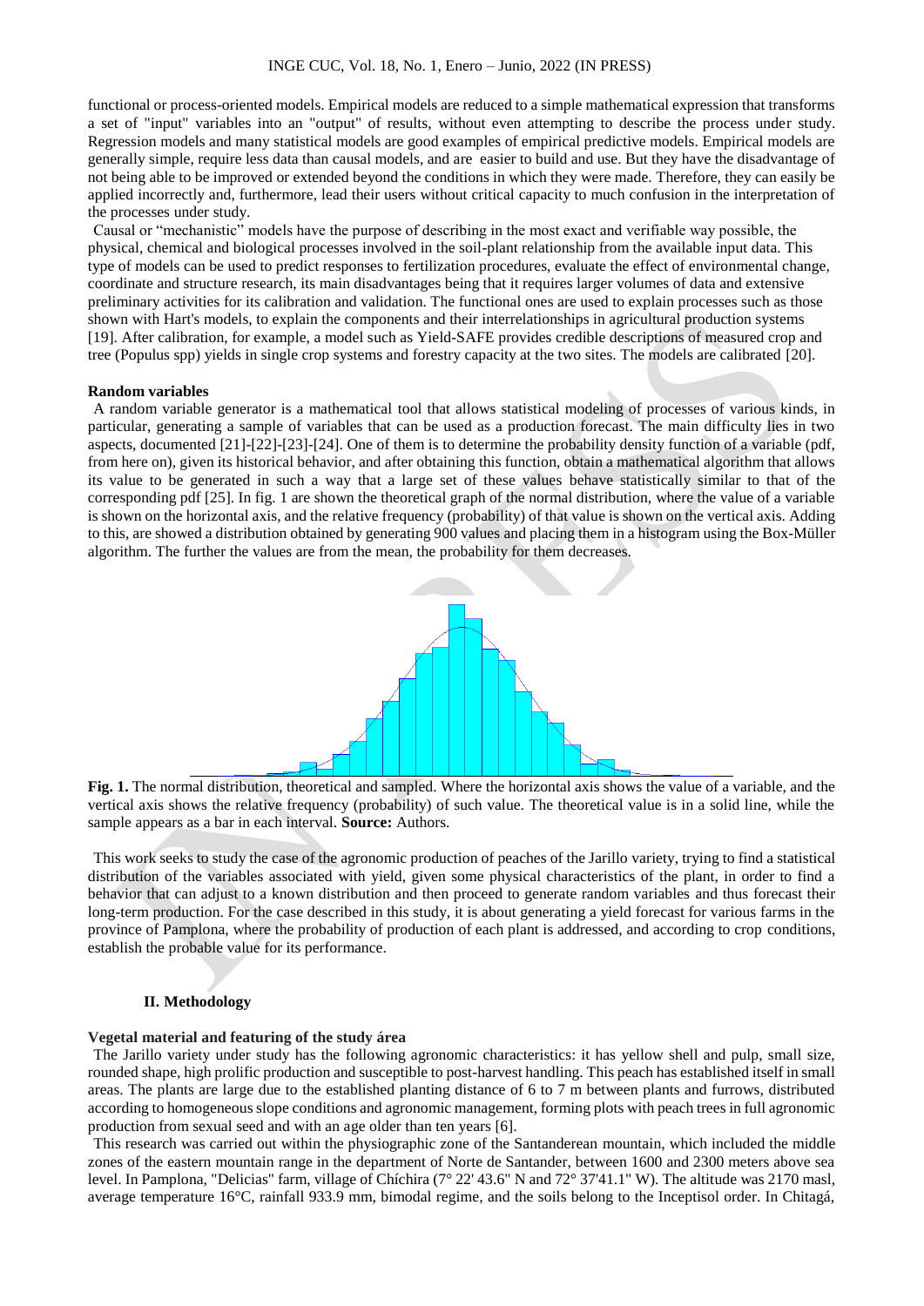functional or process-oriented models. Empirical models are reduced to a simple mathematical expression that transforms a set of "input" variables into an "output" of results, without even attempting to describe the process under study. Regression models and many statistical models are good examples of empirical predictive models. Empirical models are generally simple, require less data than causal models, and are easier to build and use. But they have the disadvantage of not being able to be improved or extended beyond the conditions in which they were made. Therefore, they can easily be applied incorrectly and, furthermore, lead their users without critical capacity to much confusion in the interpretation of the processes under study.

Causal or "mechanistic" models have the purpose of describing in the most exact and verifiable way possible, the physical, chemical and biological processes involved in the soil-plant relationship from the available input data. This type of models can be used to predict responses to fertilization procedures, evaluate the effect of environmental change, coordinate and structure research, its main disadvantages being that it requires larger volumes of data and extensive preliminary activities for its calibration and validation. The functional ones are used to explain processes such as those shown with Hart's models, to explain the components and their interrelationships in agricultural production systems [19]. After calibration, for example, a model such as Yield-SAFE provides credible descriptions of measured crop and tree (Populus spp) yields in single crop systems and forestry capacity at the two sites. The models are calibrated [20].

**Random variables**

A random variable generator is a mathematical tool that allows statistical modeling of processes of various kinds, in particular, generating a sample of variables that can be used as a production forecast. The main difficulty lies in two aspects, documented [21]-[22]-[23]-[24]. One of them is to determine the probability density function of a variable (pdf, from here on), given its historical behavior, and after obtaining this function, obtain a mathematical algorithm that allows its value to be generated in such a way that a large set of these values behave statistically similar to that of the corresponding pdf [25]. In fig. 1 are shown the theoretical graph of the normal distribution, where the value of a variable is shown on the horizontal axis, and the relative frequency (probability) of that value is shown on the vertical axis. Adding to this, are showed a distribution obtained by generating 900 values and placing them in a histogram using the Box-Müller algorithm. The further the values are from the mean, the probability for them decreases.

**Fig. 1.** The normal distribution, theoretical and sampled. Where the horizontal axis shows the value of a variable, and the vertical axis shows the relative frequency (probability) of such value. The theoretical value is in a solid line, while the sample appears as a bar in each interval. **Source:** Authors.

This work seeks to study the case of the agronomic production of peaches of the Jarillo variety, trying to find a statistical distribution of the variables associated with yield, given some physical characteristics of the plant, in order to find a behavior that can adjust to a known distribution and then proceed to generate random variables and thus forecast their long-term production. For the case described in this study, it is about generating a yield forecast for various farms in the province of Pamplona, where the probability of production of each plant is addressed, and according to crop conditions, establish the probable value for its performance.

## II. Methodology

**Vegetal material and featuring of the study área**

The Jarillo variety under study has the following agronomic characteristics: it has yellow shell and pulp, small size, rounded shape, high prolific production and susceptible to post-harvest handling. This peach has established itself in small areas. The plants are large due to the established planting distance of 6 to 7 m between plants and furrows, distributed according to homogeneous slope conditions and agronomic management, forming plots with peach trees in full agronomic production from sexual seed and with an age older than ten years [6].

This research was carried out within the physiographic zone of the Santanderean mountain, which included the middle zones of the eastern mountain range in the department of Norte de Santander, between 1600 and 2300 meters above sea level. In Pamplona, "Delicias" farm, village of Chíchira (7° 22' 43.6" N and 72° 37'41.1" W). The altitude was 2170 masl, average temperature 16°C, rainfall 933.9 mm, bimodal regime, and the soils belong to the Inceptisol order. In Chitagá,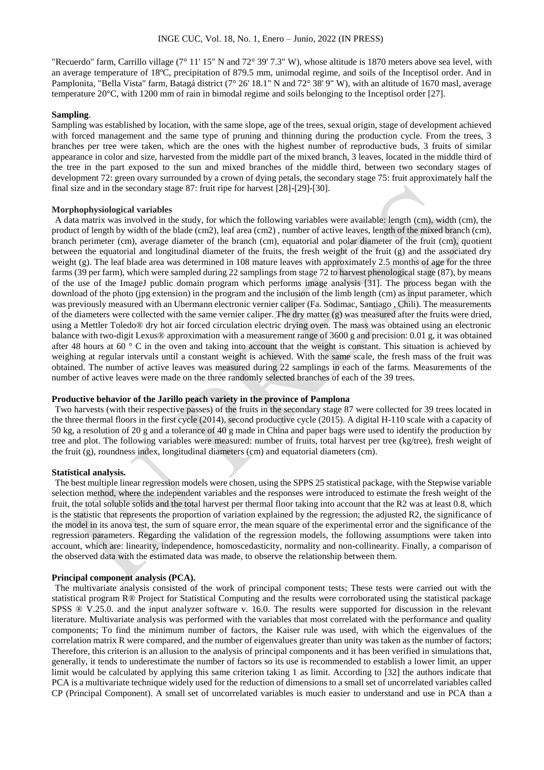"Recuerdo" farm, Carrillo village (7° 11' 15" N and 72° 39' 7.3" W), whose altitude is 1870 meters above sea level, with an average temperature of 18ºC, precipitation of 879.5 mm, unimodal regime, and soils of the Inceptisol order. And in Pamplonita, "Bella Vista" farm, Batagá district (7° 26' 18.1" N and 72° 38' 9" W), with an altitude of 1670 masl, average temperature 20°C, with 1200 mm of rain in bimodal regime and soils belonging to the Inceptisol order [27].

**Sampling**.

Sampling was established by location, with the same slope, age of the trees, sexual origin, stage of development achieved with forced management and the same type of pruning and thinning during the production cycle. From the trees, 3 branches per tree were taken, which are the ones with the highest number of reproductive buds, 3 fruits of similar appearance in color and size, harvested from the middle part of the mixed branch, 3 leaves, located in the middle third of the tree in the part exposed to the sun and mixed branches of the middle third, between two secondary stages of development 72: green ovary surrounded by a crown of dying petals, the secondary stage 75: fruit approximately half the final size and in the secondary stage 87: fruit ripe for harvest [28]-[29]-[30].

**Morphophysiological variables**

A data matrix was involved in the study, for which the following variables were available: length (cm), width (cm), the product of length by width of the blade (cm2), leaf area (cm2) , number of active leaves, length of the mixed branch (cm), branch perimeter (cm), average diameter of the branch (cm), equatorial and polar diameter of the fruit (cm), quotient between the equatorial and longitudinal diameter of the fruits, the fresh weight of the fruit (g) and the associated dry weight (g). The leaf blade area was determined in 108 mature leaves with approximately 2.5 months of age for the three farms (39 per farm), which were sampled during 22 samplings from stage 72 to harvest phenological stage (87), by means of the use of the ImageJ public domain program which performs image analysis [31]. The process began with the download of the photo (jpg extension) in the program and the inclusion of the limb length (cm) as input parameter, which was previously measured with an Ubermann electronic vernier caliper (Fa. Sodimac, Santiago , Chili). The measurements of the diameters were collected with the same vernier caliper. The dry matter (g) was measured after the fruits were dried, using a Mettler Toledo® dry hot air forced circulation electric drying oven. The mass was obtained using an electronic balance with two-digit Lexus® approximation with a measurement range of 3600 g and precision: 0.01 g, it was obtained after 48 hours at 60 ° C in the oven and taking into account that the weight is constant. This situation is achieved by weighing at regular intervals until a constant weight is achieved. With the same scale, the fresh mass of the fruit was obtained. The number of active leaves was measured during 22 samplings in each of the farms. Measurements of the number of active leaves were made on the three randomly selected branches of each of the 39 trees.

**Productive behavior of the Jarillo peach variety in the province of Pamplona**

Two harvests (with their respective passes) of the fruits in the secondary stage 87 were collected for 39 trees located in the three thermal floors in the first cycle (2014), second productive cycle (2015). A digital H-110 scale with a capacity of 50 kg, a resolution of 20 g and a tolerance of 40 g made in China and paper bags were used to identify the production by tree and plot. The following variables were measured: number of fruits, total harvest per tree (kg/tree), fresh weight of the fruit (g), roundness index, longitudinal diameters (cm) and equatorial diameters (cm).

**Statistical analysis.**

The best multiple linear regression models were chosen, using the SPPS 25 statistical package, with the Stepwise variable selection method, where the independent variables and the responses were introduced to estimate the fresh weight of the fruit, the total soluble solids and the total harvest per thermal floor taking into account that the R2 was at least 0.8, which is the statistic that represents the proportion of variation explained by the regression; the adjusted R2, the significance of the model in its anova test, the sum of square error, the mean square of the experimental error and the significance of the regression parameters. Regarding the validation of the regression models, the following assumptions were taken into account, which are: linearity, independence, homoscedasticity, normality and non-collinearity. Finally, a comparison of the observed data with the estimated data was made, to observe the relationship between them.

**Principal component analysis (PCA).**

The multivariate analysis consisted of the work of principal component tests; These tests were carried out with the statistical program R® Project for Statistical Computing and the results were corroborated using the statistical package SPSS ® V.25.0. and the input analyzer software v. 16.0. The results were supported for discussion in the relevant literature. Multivariate analysis was performed with the variables that most correlated with the performance and quality components; To find the minimum number of factors, the Kaiser rule was used, with which the eigenvalues of the correlation matrix R were compared, and the number of eigenvalues greater than unity was taken as the number of factors; Therefore, this criterion is an allusion to the analysis of principal components and it has been verified in simulations that, generally, it tends to underestimate the number of factors so its use is recommended to establish a lower limit, an upper limit would be calculated by applying this same criterion taking 1 as limit. According to [32] the authors indicate that PCA is a multivariate technique widely used for the reduction of dimensions to a small set of uncorrelated variables called CP (Principal Component). A small set of uncorrelated variables is much easier to understand and use in PCA than a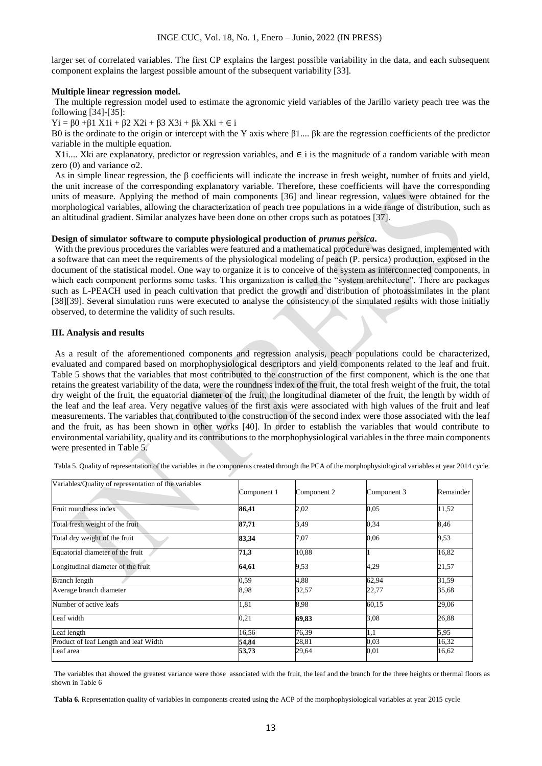larger set of correlated variables. The first CP explains the largest possible variability in the data, and each subsequent component explains the largest possible amount of the subsequent variability [33].

**Multiple linear regression model.**

The multiple regression model used to estimate the agronomic yield variables of the Jarillo variety peach tree was the following [34]-[35]:

$Y_i = \beta_0 + \beta_1 X_{1i} + \beta_2 X_{2i} + \beta_3 X_{3i} + \beta_k X_{ki} + \in_i$

B0 is the ordinate to the origin or intercept with the Y axis where $\beta_1 \ldots \beta_k$ are the regression coefficients of the predictor variable in the multiple equation.

$X_{1i} \ldots X_{ki}$ are explanatory, predictor or regression variables, and $\in_i$ is the magnitude of a random variable with mean zero (0) and variance $\sigma^2$.

As in simple linear regression, the β coefficients will indicate the increase in fresh weight, number of fruits and yield, the unit increase of the corresponding explanatory variable. Therefore, these coefficients will have the corresponding units of measure. Applying the method of main components [36] and linear regression, values were obtained for the morphological variables, allowing the characterization of peach tree populations in a wide range of distribution, such as an altitudinal gradient. Similar analyzes have been done on other crops such as potatoes [37].

**Design of simulator software to compute physiological production of *prunus persica*.**

With the previous procedures the variables were featured and a mathematical procedure was designed, implemented with a software that can meet the requirements of the physiological modeling of peach (P. persica) production, exposed in the document of the statistical model. One way to organize it is to conceive of the system as interconnected components, in which each component performs some tasks. This organization is called the "system architecture". There are packages such as L-PEACH used in peach cultivation that predict the growth and distribution of photoassimilates in the plant [38][39]. Several simulation runs were executed to analyse the consistency of the simulated results with those initially observed, to determine the validity of such results.

## III. Analysis and results

As a result of the aforementioned components and regression analysis, peach populations could be characterized, evaluated and compared based on morphophysiological descriptors and yield components related to the leaf and fruit. Table 5 shows that the variables that most contributed to the construction of the first component, which is the one that retains the greatest variability of the data, were the roundness index of the fruit, the total fresh weight of the fruit, the total dry weight of the fruit, the equatorial diameter of the fruit, the longitudinal diameter of the fruit, the length by width of the leaf and the leaf area. Very negative values of the first axis were associated with high values of the fruit and leaf measurements. The variables that contributed to the construction of the second index were those associated with the leaf and the fruit, as has been shown in other works [40]. In order to establish the variables that would contribute to environmental variability, quality and its contributions to the morphophysiological variables in the three main components were presented in Table 5.

Tabla 5. Quality of representation of the variables in the components created through the PCA of the morphophysiological variables at year 2014 cycle.

| Variables/Quality of representation of the variables | Component 1 | Component 2 | Component 3 | Remainder |
|---|---|---|---|---|
| Fruit roundness index | **86,41** | 2,02 | 0,05 | 11,52 |
| Total fresh weight of the fruit | **87,71** | 3,49 | 0,34 | 8,46 |
| Total dry weight of the fruit | **83,34** | 7,07 | 0,06 | 9,53 |
| Equatorial diameter of the fruit | **71,3** | 10,88 | 1 | 16,82 |
| Longitudinal diameter of the fruit | **64,61** | 9,53 | 4,29 | 21,57 |
| Branch length | 0,59 | 4,88 | 62,94 | 31,59 |
| Average branch diameter | 8,98 | 32,57 | 22,77 | 35,68 |
| Number of active leafs | 1,81 | 8,98 | 60,15 | 29,06 |
| Leaf width | 0,21 | **69,83** | 3,08 | 26,88 |
| Leaf length | 16,56 | 76,39 | 1,1 | 5,95 |
| Product of leaf Length and leaf Width | **54,84** | 28,81 | 0,03 | 16,32 |
| Leaf area | **53,73** | 29,64 | 0,01 | 16,62 |

The variables that showed the greatest variance were those associated with the fruit, the leaf and the branch for the three heights or thermal floors as shown in Table 6

**Tabla 6.** Representation quality of variables in components created using the ACP of the morphophysiological variables at year 2015 cycle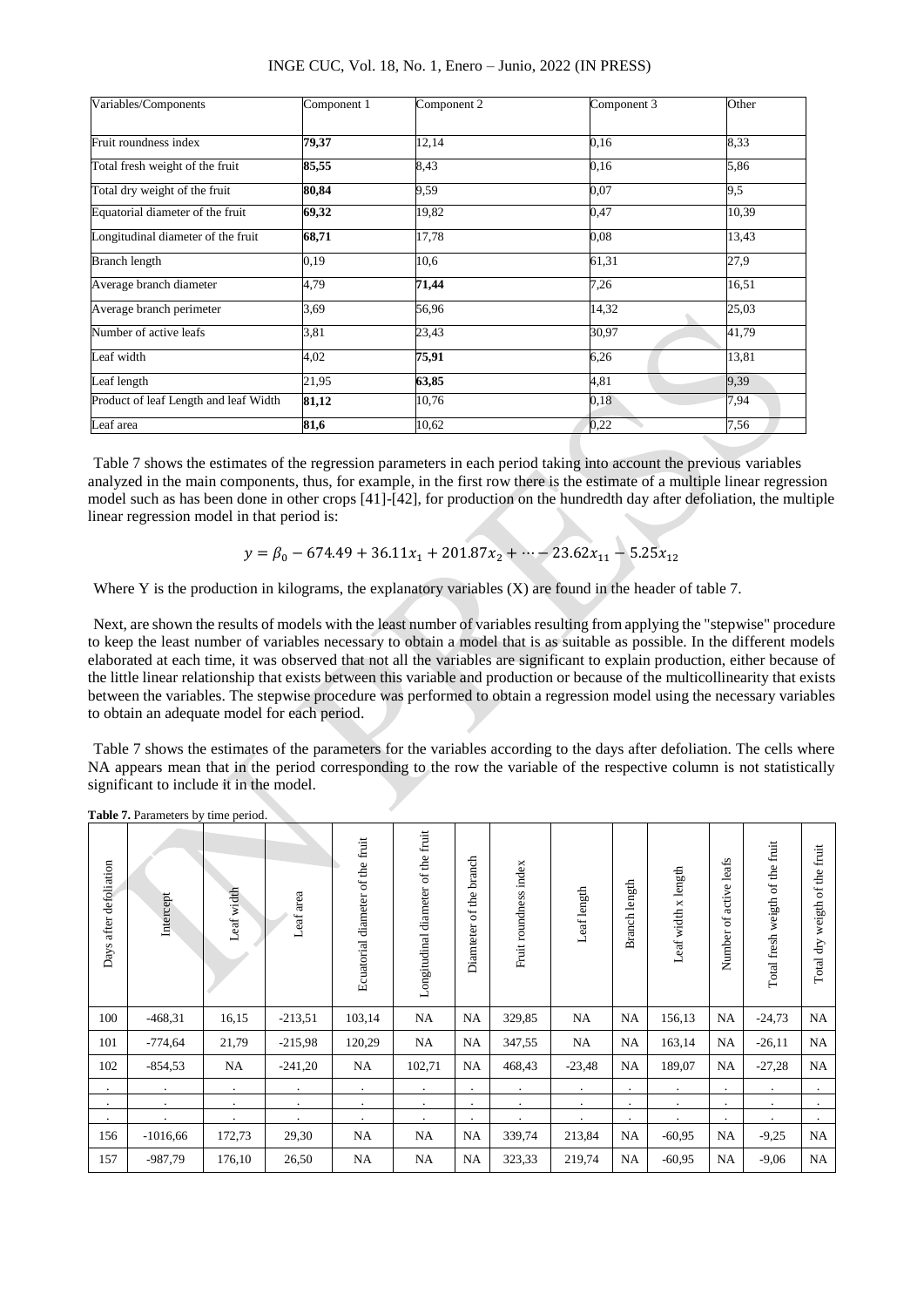| Variables/Components | Component 1 | Component 2 | Component 3 | Other |
|---|---|---|---|---|
| Fruit roundness index | **79,37** | 12,14 | 0,16 | 8,33 |
| Total fresh weight of the fruit | **85,55** | 8,43 | 0,16 | 5,86 |
| Total dry weight of the fruit | **80,84** | 9,59 | 0,07 | 9,5 |
| Equatorial diameter of the fruit | **69,32** | 19,82 | 0,47 | 10,39 |
| Longitudinal diameter of the fruit | **68,71** | 17,78 | 0,08 | 13,43 |
| Branch length | 0,19 | 10,6 | 61,31 | 27,9 |
| Average branch diameter | 4,79 | **71,44** | 7,26 | 16,51 |
| Average branch perimeter | 3,69 | 56,96 | 14,32 | 25,03 |
| Number of active leafs | 3,81 | 23,43 | 30,97 | 41,79 |
| Leaf width | 4,02 | **75,91** | 6,26 | 13,81 |
| Leaf length | 21,95 | **63,85** | 4,81 | 9,39 |
| Product of leaf Length and leaf Width | **81,12** | 10,76 | 0,18 | 7,94 |
| Leaf area | **81,6** | 10,62 | 0,22 | 7,56 |

Table 7 shows the estimates of the regression parameters in each period taking into account the previous variables analyzed in the main components, thus, for example, in the first row there is the estimate of a multiple linear regression model such as has been done in other crops [41]-[42], for production on the hundredth day after defoliation, the multiple linear regression model in that period is:

$$y = \beta_0 - 674.49 + 36.11x_1 + 201.87x_2 + \cdots - 23.62x_{11} - 5.25x_{12}$$

Where Y is the production in kilograms, the explanatory variables (X) are found in the header of table 7.

Next, are shown the results of models with the least number of variables resulting from applying the "stepwise" procedure to keep the least number of variables necessary to obtain a model that is as suitable as possible. In the different models elaborated at each time, it was observed that not all the variables are significant to explain production, either because of the little linear relationship that exists between this variable and production or because of the multicollinearity that exists between the variables. The stepwise procedure was performed to obtain a regression model using the necessary variables to obtain an adequate model for each period.

Table 7 shows the estimates of the parameters for the variables according to the days after defoliation. The cells where NA appears mean that in the period corresponding to the row the variable of the respective column is not statistically significant to include it in the model.

**Table 7.** Parameters by time period.

| Days after defoliation | Intercept | Leaf width | Leaf area | Ecuatorial diameter of the fruit | Longitudinal diameter of the fruit | Diamteter of the branch | Fruit roundness index | Leaf length | Branch length | Leaf width x length | Number of active leafs | Total fresh weigth of the fruit | Total dry weigth of the fruit |
|---|---|---|---|---|---|---|---|---|---|---|---|---|---|
| 100 | -468,31 | 16,15 | -213,51 | 103,14 | NA | NA | 329,85 | NA | NA | 156,13 | NA | -24,73 | NA |
| 101 | -774,64 | 21,79 | -215,98 | 120,29 | NA | NA | 347,55 | NA | NA | 163,14 | NA | -26,11 | NA |
| 102 | -854,53 | NA | -241,20 | NA | 102,71 | NA | 468,43 | -23,48 | NA | 189,07 | NA | -27,28 | NA |
| . | . | . | . | . | . | . | . | . | . | . | . | . | . |
| . | . | . | . | . | . | . | . | . | . | . | . | . | . |
| . | . | . | . | . | . | . | . | . | . | . | . | . | . |
| 156 | -1016,66 | 172,73 | 29,30 | NA | NA | NA | 339,74 | 213,84 | NA | -60,95 | NA | -9,25 | NA |
| 157 | -987,79 | 176,10 | 26,50 | NA | NA | NA | 323,33 | 219,74 | NA | -60,95 | NA | -9,06 | NA |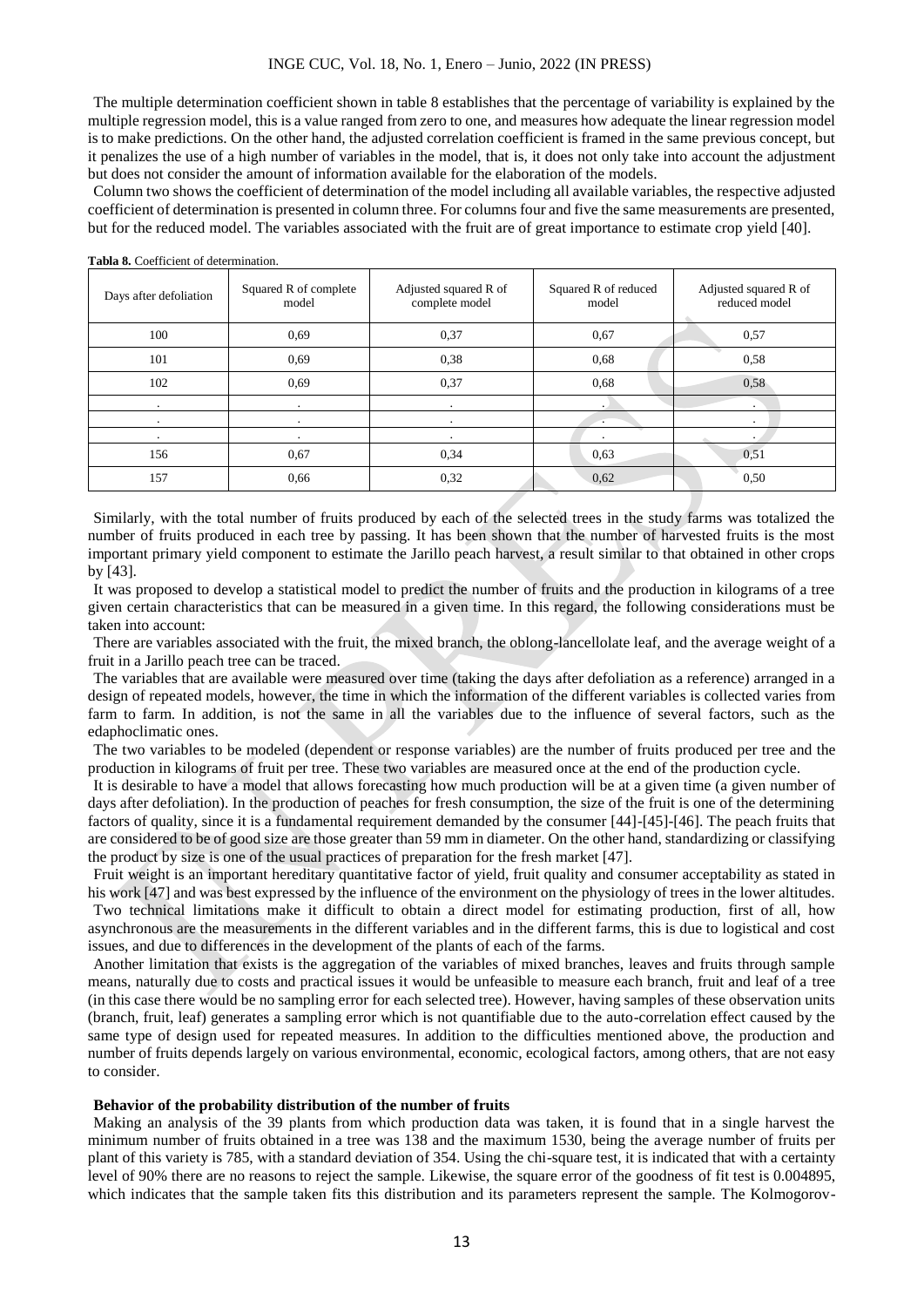The multiple determination coefficient shown in table 8 establishes that the percentage of variability is explained by the multiple regression model, this is a value ranged from zero to one, and measures how adequate the linear regression model is to make predictions. On the other hand, the adjusted correlation coefficient is framed in the same previous concept, but it penalizes the use of a high number of variables in the model, that is, it does not only take into account the adjustment but does not consider the amount of information available for the elaboration of the models.

Column two shows the coefficient of determination of the model including all available variables, the respective adjusted coefficient of determination is presented in column three. For columns four and five the same measurements are presented, but for the reduced model. The variables associated with the fruit are of great importance to estimate crop yield [40].

**Tabla 8.** Coefficient of determination.

| Days after defoliation | Squared R of complete model | Adjusted squared R of complete model | Squared R of reduced model | Adjusted squared R of reduced model |
|---|---|---|---|---|
| 100 | 0,69 | 0,37 | 0,67 | 0,57 |
| 101 | 0,69 | 0,38 | 0,68 | 0,58 |
| 102 | 0,69 | 0,37 | 0,68 | 0,58 |
| . | . | . | . | . |
| . | . | . | . | . |
| . | . | . | . | . |
| 156 | 0,67 | 0,34 | 0,63 | 0,51 |
| 157 | 0,66 | 0,32 | 0,62 | 0,50 |

Similarly, with the total number of fruits produced by each of the selected trees in the study farms was totalized the number of fruits produced in each tree by passing. It has been shown that the number of harvested fruits is the most important primary yield component to estimate the Jarillo peach harvest, a result similar to that obtained in other crops by [43].

It was proposed to develop a statistical model to predict the number of fruits and the production in kilograms of a tree given certain characteristics that can be measured in a given time. In this regard, the following considerations must be taken into account:

There are variables associated with the fruit, the mixed branch, the oblong-lancellolate leaf, and the average weight of a fruit in a Jarillo peach tree can be traced.

The variables that are available were measured over time (taking the days after defoliation as a reference) arranged in a design of repeated models, however, the time in which the information of the different variables is collected varies from farm to farm. In addition, is not the same in all the variables due to the influence of several factors, such as the edaphoclimatic ones.

The two variables to be modeled (dependent or response variables) are the number of fruits produced per tree and the production in kilograms of fruit per tree. These two variables are measured once at the end of the production cycle.

It is desirable to have a model that allows forecasting how much production will be at a given time (a given number of days after defoliation). In the production of peaches for fresh consumption, the size of the fruit is one of the determining factors of quality, since it is a fundamental requirement demanded by the consumer [44]-[45]-[46]. The peach fruits that are considered to be of good size are those greater than 59 mm in diameter. On the other hand, standardizing or classifying the product by size is one of the usual practices of preparation for the fresh market [47].

Fruit weight is an important hereditary quantitative factor of yield, fruit quality and consumer acceptability as stated in his work [47] and was best expressed by the influence of the environment on the physiology of trees in the lower altitudes.

Two technical limitations make it difficult to obtain a direct model for estimating production, first of all, how asynchronous are the measurements in the different variables and in the different farms, this is due to logistical and cost issues, and due to differences in the development of the plants of each of the farms.

Another limitation that exists is the aggregation of the variables of mixed branches, leaves and fruits through sample means, naturally due to costs and practical issues it would be unfeasible to measure each branch, fruit and leaf of a tree (in this case there would be no sampling error for each selected tree). However, having samples of these observation units (branch, fruit, leaf) generates a sampling error which is not quantifiable due to the auto-correlation effect caused by the same type of design used for repeated measures. In addition to the difficulties mentioned above, the production and number of fruits depends largely on various environmental, economic, ecological factors, among others, that are not easy to consider.

### Behavior of the probability distribution of the number of fruits

Making an analysis of the 39 plants from which production data was taken, it is found that in a single harvest the minimum number of fruits obtained in a tree was 138 and the maximum 1530, being the average number of fruits per plant of this variety is 785, with a standard deviation of 354. Using the chi-square test, it is indicated that with a certainty level of 90% there are no reasons to reject the sample. Likewise, the square error of the goodness of fit test is 0.004895, which indicates that the sample taken fits this distribution and its parameters represent the sample. The Kolmogorov-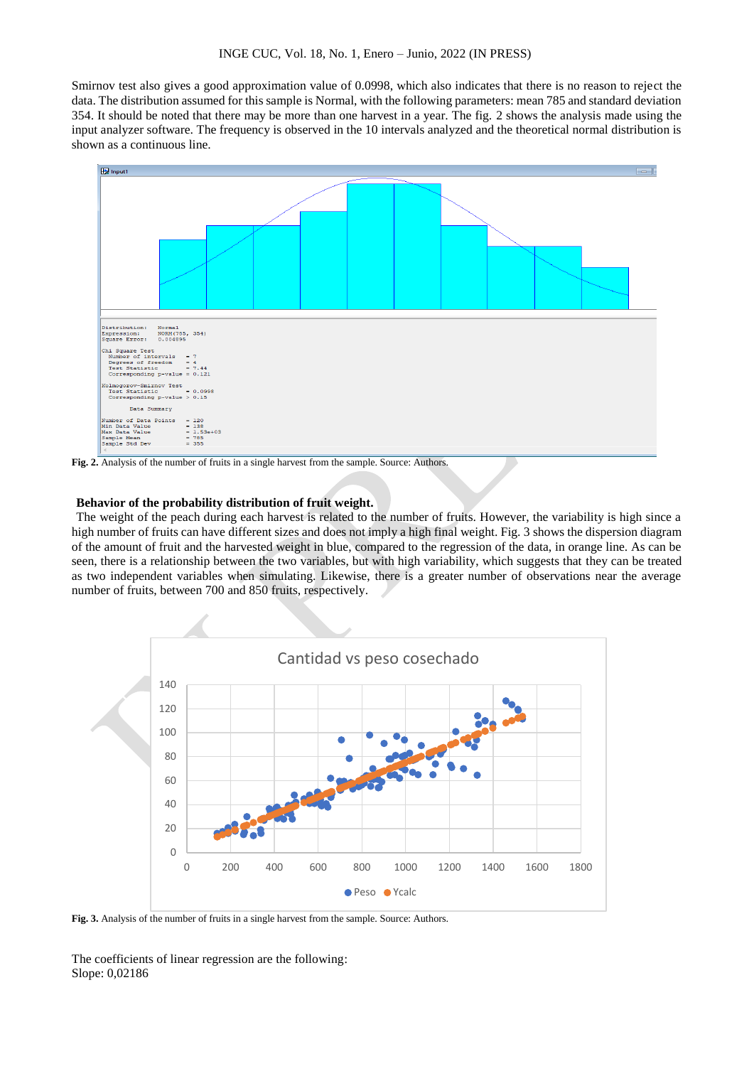Smirnov test also gives a good approximation value of 0.0998, which also indicates that there is no reason to reject the data. The distribution assumed for this sample is Normal, with the following parameters: mean 785 and standard deviation 354. It should be noted that there may be more than one harvest in a year. The fig. 2 shows the analysis made using the input analyzer software. The frequency is observed in the 10 intervals analyzed and the theoretical normal distribution is shown as a continuous line.

**Fig. 2.** Analysis of the number of fruits in a single harvest from the sample. Source: Authors.

**Behavior of the probability distribution of fruit weight.**

The weight of the peach during each harvest is related to the number of fruits. However, the variability is high since a high number of fruits can have different sizes and does not imply a high final weight. Fig. 3 shows the dispersion diagram of the amount of fruit and the harvested weight in blue, compared to the regression of the data, in orange line. As can be seen, there is a relationship between the two variables, but with high variability, which suggests that they can be treated as two independent variables when simulating. Likewise, there is a greater number of observations near the average number of fruits, between 700 and 850 fruits, respectively.

**Fig. 3.** Analysis of the number of fruits in a single harvest from the sample. Source: Authors.

The coefficients of linear regression are the following:
Slope: 0,02186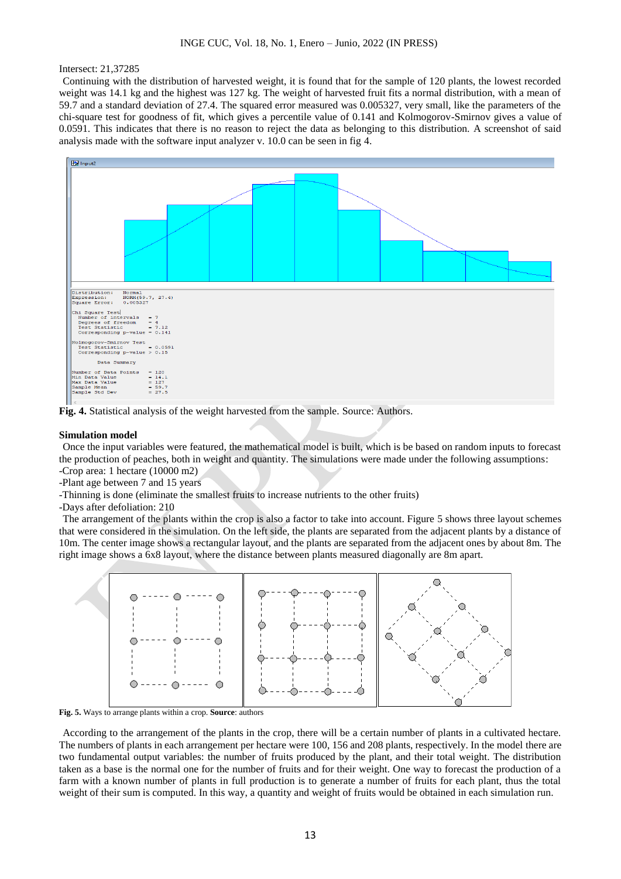Intersect: 21,37285

Continuing with the distribution of harvested weight, it is found that for the sample of 120 plants, the lowest recorded weight was 14.1 kg and the highest was 127 kg. The weight of harvested fruit fits a normal distribution, with a mean of 59.7 and a standard deviation of 27.4. The squared error measured was 0.005327, very small, like the parameters of the chi-square test for goodness of fit, which gives a percentile value of 0.141 and Kolmogorov-Smirnov gives a value of 0.0591. This indicates that there is no reason to reject the data as belonging to this distribution. A screenshot of said analysis made with the software input analyzer v. 10.0 can be seen in fig 4.

```
Distribution:   Normal
Expression:     NORM(59.7, 27.4)
Square Error:   0.005327

Chi Square Test
  Number of intervals    = 7
  Degrees of freedom     = 4
  Test Statistic         = 7.12
  Corresponding p-value  = 0.141

Kolmogorov-Smirnov Test
  Test Statistic         = 0.0591
  Corresponding p-value  > 0.15

          Data Summary

Number of Data Points    = 120
Min Data Value           = 14.1
Max Data Value           = 127
Sample Mean              = 59.7
Sample Std Dev           = 27.5
```

**Fig. 4.** Statistical analysis of the weight harvested from the sample. Source: Authors.

**Simulation model**

Once the input variables were featured, the mathematical model is built, which is be based on random inputs to forecast the production of peaches, both in weight and quantity. The simulations were made under the following assumptions:

-Crop area: 1 hectare (10000 m2)

-Plant age between 7 and 15 years

-Thinning is done (eliminate the smallest fruits to increase nutrients to the other fruits)

-Days after defoliation: 210

The arrangement of the plants within the crop is also a factor to take into account. Figure 5 shows three layout schemes that were considered in the simulation. On the left side, the plants are separated from the adjacent plants by a distance of 10m. The center image shows a rectangular layout, and the plants are separated from the adjacent ones by about 8m. The right image shows a 6x8 layout, where the distance between plants measured diagonally are 8m apart.

**Fig. 5.** Ways to arrange plants within a crop. **Source**: authors

According to the arrangement of the plants in the crop, there will be a certain number of plants in a cultivated hectare. The numbers of plants in each arrangement per hectare were 100, 156 and 208 plants, respectively. In the model there are two fundamental output variables: the number of fruits produced by the plant, and their total weight. The distribution taken as a base is the normal one for the number of fruits and for their weight. One way to forecast the production of a farm with a known number of plants in full production is to generate a number of fruits for each plant, thus the total weight of their sum is computed. In this way, a quantity and weight of fruits would be obtained in each simulation run.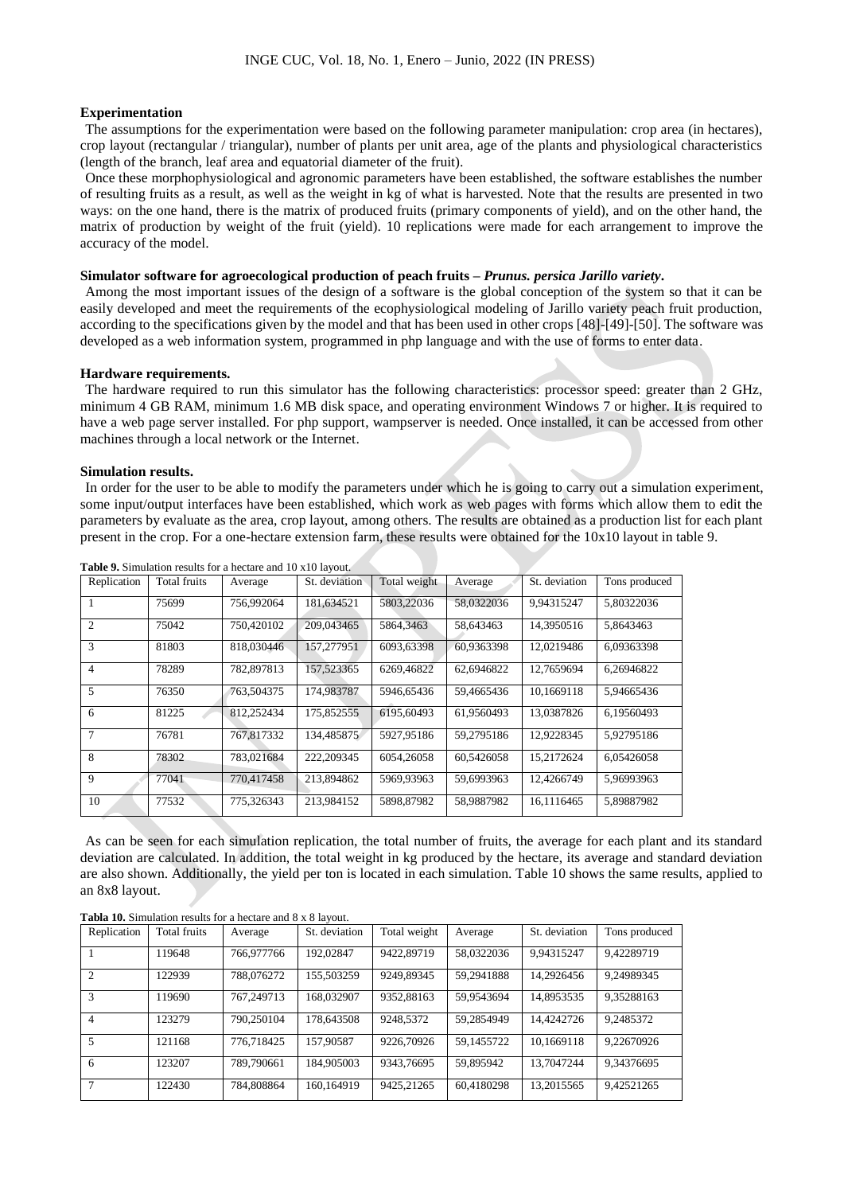**Experimentation**

The assumptions for the experimentation were based on the following parameter manipulation: crop area (in hectares), crop layout (rectangular / triangular), number of plants per unit area, age of the plants and physiological characteristics (length of the branch, leaf area and equatorial diameter of the fruit).

Once these morphophysiological and agronomic parameters have been established, the software establishes the number of resulting fruits as a result, as well as the weight in kg of what is harvested. Note that the results are presented in two ways: on the one hand, there is the matrix of produced fruits (primary components of yield), and on the other hand, the matrix of production by weight of the fruit (yield). 10 replications were made for each arrangement to improve the accuracy of the model.

**Simulator software for agroecological production of peach fruits – *Prunus. persica Jarillo variety*.**

Among the most important issues of the design of a software is the global conception of the system so that it can be easily developed and meet the requirements of the ecophysiological modeling of Jarillo variety peach fruit production, according to the specifications given by the model and that has been used in other crops [48]-[49]-[50]. The software was developed as a web information system, programmed in php language and with the use of forms to enter data.

**Hardware requirements.**

The hardware required to run this simulator has the following characteristics: processor speed: greater than 2 GHz, minimum 4 GB RAM, minimum 1.6 MB disk space, and operating environment Windows 7 or higher. It is required to have a web page server installed. For php support, wampserver is needed. Once installed, it can be accessed from other machines through a local network or the Internet.

**Simulation results.**

In order for the user to be able to modify the parameters under which he is going to carry out a simulation experiment, some input/output interfaces have been established, which work as web pages with forms which allow them to edit the parameters by evaluate as the area, crop layout, among others. The results are obtained as a production list for each plant present in the crop. For a one-hectare extension farm, these results were obtained for the 10x10 layout in table 9.

**Table 9.** Simulation results for a hectare and 10 x10 layout.

| Replication | Total fruits | Average | St. deviation | Total weight | Average | St. deviation | Tons produced |
|---|---|---|---|---|---|---|---|
| 1 | 75699 | 756,992064 | 181,634521 | 5803,22036 | 58,0322036 | 9,94315247 | 5,80322036 |
| 2 | 75042 | 750,420102 | 209,043465 | 5864,3463 | 58,643463 | 14,3950516 | 5,8643463 |
| 3 | 81803 | 818,030446 | 157,277951 | 6093,63398 | 60,9363398 | 12,0219486 | 6,09363398 |
| 4 | 78289 | 782,897813 | 157,523365 | 6269,46822 | 62,6946822 | 12,7659694 | 6,26946822 |
| 5 | 76350 | 763,504375 | 174,983787 | 5946,65436 | 59,4665436 | 10,1669118 | 5,94665436 |
| 6 | 81225 | 812,252434 | 175,852555 | 6195,60493 | 61,9560493 | 13,0387826 | 6,19560493 |
| 7 | 76781 | 767,817332 | 134,485875 | 5927,95186 | 59,2795186 | 12,9228345 | 5,92795186 |
| 8 | 78302 | 783,021684 | 222,209345 | 6054,26058 | 60,5426058 | 15,2172624 | 6,05426058 |
| 9 | 77041 | 770,417458 | 213,894862 | 5969,93963 | 59,6993963 | 12,4266749 | 5,96993963 |
| 10 | 77532 | 775,326343 | 213,984152 | 5898,87982 | 58,9887982 | 16,1116465 | 5,89887982 |

As can be seen for each simulation replication, the total number of fruits, the average for each plant and its standard deviation are calculated. In addition, the total weight in kg produced by the hectare, its average and standard deviation are also shown. Additionally, the yield per ton is located in each simulation. Table 10 shows the same results, applied to an 8x8 layout.

**Tabla 10.** Simulation results for a hectare and 8 x 8 layout.

| Replication | Total fruits | Average | St. deviation | Total weight | Average | St. deviation | Tons produced |
|---|---|---|---|---|---|---|---|
| 1 | 119648 | 766,977766 | 192,02847 | 9422,89719 | 58,0322036 | 9,94315247 | 9,42289719 |
| 2 | 122939 | 788,076272 | 155,503259 | 9249,89345 | 59,2941888 | 14,2926456 | 9,24989345 |
| 3 | 119690 | 767,249713 | 168,032907 | 9352,88163 | 59,9543694 | 14,8953535 | 9,35288163 |
| 4 | 123279 | 790,250104 | 178,643508 | 9248,5372 | 59,2854949 | 14,4242726 | 9,2485372 |
| 5 | 121168 | 776,718425 | 157,90587 | 9226,70926 | 59,1455722 | 10,1669118 | 9,22670926 |
| 6 | 123207 | 789,790661 | 184,905003 | 9343,76695 | 59,895942 | 13,7047244 | 9,34376695 |
| 7 | 122430 | 784,808864 | 160,164919 | 9425,21265 | 60,4180298 | 13,2015565 | 9,42521265 |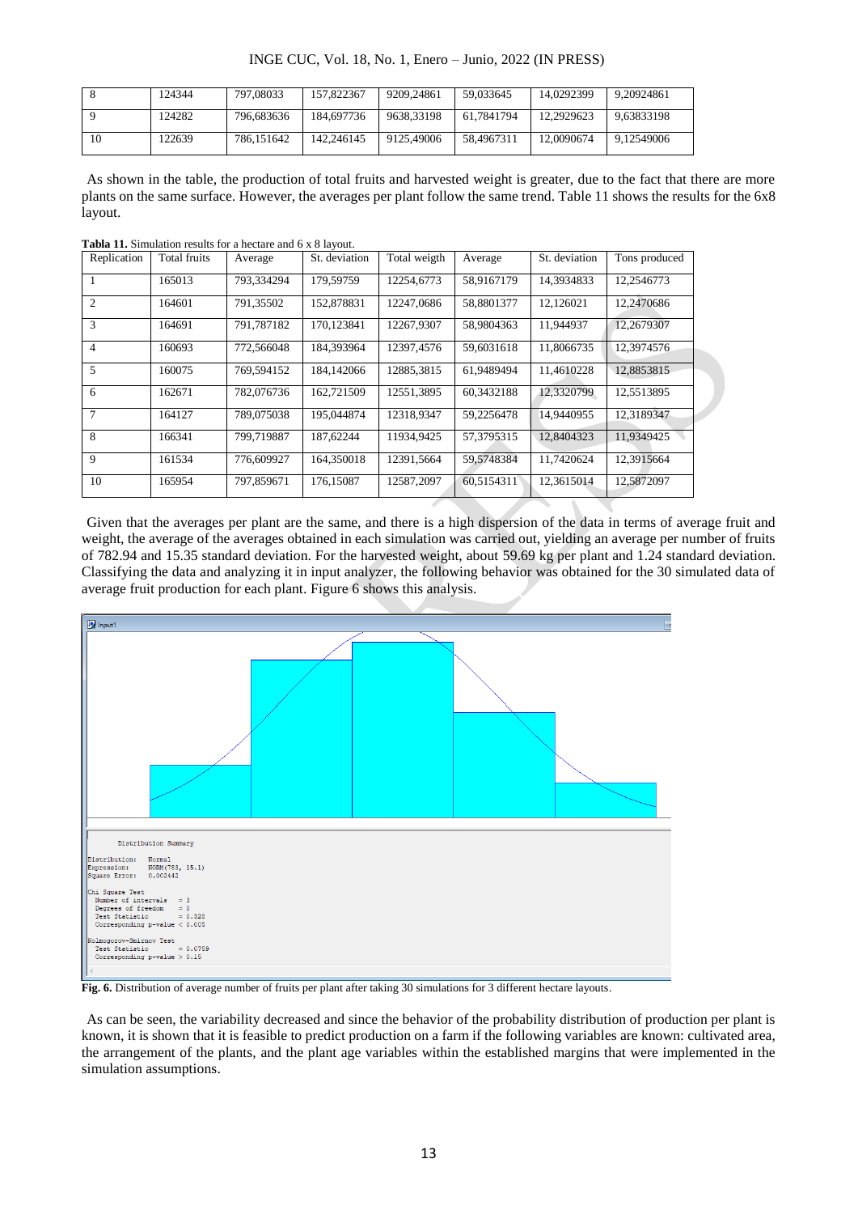| 8 | 124344 | 797,08033 | 157,822367 | 9209,24861 | 59,033645 | 14,0292399 | 9,20924861 |
|---|---|---|---|---|---|---|---|
| 9 | 124282 | 796,683636 | 184,697736 | 9638,33198 | 61,7841794 | 12,2929623 | 9,63833198 |
| 10 | 122639 | 786,151642 | 142,246145 | 9125,49006 | 58,4967311 | 12,0090674 | 9,12549006 |

As shown in the table, the production of total fruits and harvested weight is greater, due to the fact that there are more plants on the same surface. However, the averages per plant follow the same trend. Table 11 shows the results for the 6x8 layout.

**Tabla 11.** Simulation results for a hectare and 6 x 8 layout.

| Replication | Total fruits | Average | St. deviation | Total weigth | Average | St. deviation | Tons produced |
|---|---|---|---|---|---|---|---|
| 1 | 165013 | 793,334294 | 179,59759 | 12254,6773 | 58,9167179 | 14,3934833 | 12,2546773 |
| 2 | 164601 | 791,35502 | 152,878831 | 12247,0686 | 58,8801377 | 12,126021 | 12,2470686 |
| 3 | 164691 | 791,787182 | 170,123841 | 12267,9307 | 58,9804363 | 11,944937 | 12,2679307 |
| 4 | 160693 | 772,566048 | 184,393964 | 12397,4576 | 59,6031618 | 11,8066735 | 12,3974576 |
| 5 | 160075 | 769,594152 | 184,142066 | 12885,3815 | 61,9489494 | 11,4610228 | 12,8853815 |
| 6 | 162671 | 782,076736 | 162,721509 | 12551,3895 | 60,3432188 | 12,3320799 | 12,5513895 |
| 7 | 164127 | 789,075038 | 195,044874 | 12318,9347 | 59,2256478 | 14,9440955 | 12,3189347 |
| 8 | 166341 | 799,719887 | 187,62244 | 11934,9425 | 57,3795315 | 12,8404323 | 11,9349425 |
| 9 | 161534 | 776,609927 | 164,350018 | 12391,5664 | 59,5748384 | 11,7420624 | 12,3915664 |
| 10 | 165954 | 797,859671 | 176,15087 | 12587,2097 | 60,5154311 | 12,3615014 | 12,5872097 |

Given that the averages per plant are the same, and there is a high dispersion of the data in terms of average fruit and weight, the average of the averages obtained in each simulation was carried out, yielding an average per number of fruits of 782.94 and 15.35 standard deviation. For the harvested weight, about 59.69 kg per plant and 1.24 standard deviation. Classifying the data and analyzing it in input analyzer, the following behavior was obtained for the 30 simulated data of average fruit production for each plant. Figure 6 shows this analysis.

**Fig. 6.** Distribution of average number of fruits per plant after taking 30 simulations for 3 different hectare layouts.

As can be seen, the variability decreased and since the behavior of the probability distribution of production per plant is known, it is shown that it is feasible to predict production on a farm if the following variables are known: cultivated area, the arrangement of the plants, and the plant age variables within the established margins that were implemented in the simulation assumptions.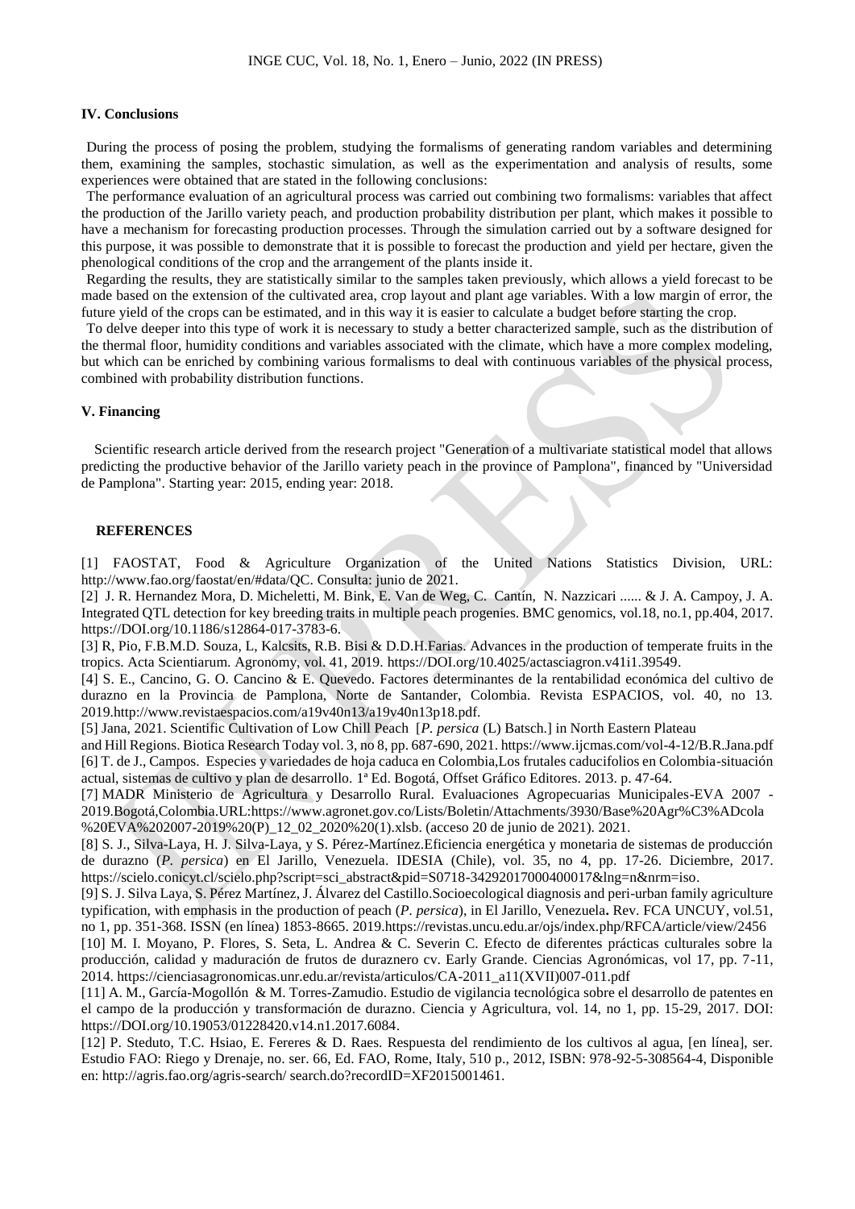## IV. Conclusions

During the process of posing the problem, studying the formalisms of generating random variables and determining them, examining the samples, stochastic simulation, as well as the experimentation and analysis of results, some experiences were obtained that are stated in the following conclusions:

The performance evaluation of an agricultural process was carried out combining two formalisms: variables that affect the production of the Jarillo variety peach, and production probability distribution per plant, which makes it possible to have a mechanism for forecasting production processes. Through the simulation carried out by a software designed for this purpose, it was possible to demonstrate that it is possible to forecast the production and yield per hectare, given the phenological conditions of the crop and the arrangement of the plants inside it.

Regarding the results, they are statistically similar to the samples taken previously, which allows a yield forecast to be made based on the extension of the cultivated area, crop layout and plant age variables. With a low margin of error, the future yield of the crops can be estimated, and in this way it is easier to calculate a budget before starting the crop.

To delve deeper into this type of work it is necessary to study a better characterized sample, such as the distribution of the thermal floor, humidity conditions and variables associated with the climate, which have a more complex modeling, but which can be enriched by combining various formalisms to deal with continuous variables of the physical process, combined with probability distribution functions.

## V. Financing

Scientific research article derived from the research project "Generation of a multivariate statistical model that allows predicting the productive behavior of the Jarillo variety peach in the province of Pamplona", financed by "Universidad de Pamplona". Starting year: 2015, ending year: 2018.

## REFERENCES

[1] FAOSTAT, Food & Agriculture Organization of the United Nations Statistics Division, URL: http://www.fao.org/faostat/en/#data/QC. Consulta: junio de 2021.

[2] J. R. Hernandez Mora, D. Micheletti, M. Bink, E. Van de Weg, C. Cantín, N. Nazzicari ...... & J. A. Campoy, J. A. Integrated QTL detection for key breeding traits in multiple peach progenies. BMC genomics, vol.18, no.1, pp.404, 2017. https://DOI.org/10.1186/s12864-017-3783-6.

[3] R, Pio, F.B.M.D. Souza, L, Kalcsits, R.B. Bisi & D.D.H.Farias. Advances in the production of temperate fruits in the tropics. Acta Scientiarum. Agronomy, vol. 41, 2019. https://DOI.org/10.4025/actasciagron.v41i1.39549.

[4] S. E., Cancino, G. O. Cancino & E. Quevedo. Factores determinantes de la rentabilidad económica del cultivo de durazno en la Provincia de Pamplona, Norte de Santander, Colombia. Revista ESPACIOS, vol. 40, no 13. 2019.http://www.revistaespacios.com/a19v40n13/a19v40n13p18.pdf.

[5] Jana, 2021. Scientific Cultivation of Low Chill Peach [*P. persica* (L) Batsch.] in North Eastern Plateau and Hill Regions. Biotica Research Today vol. 3, no 8, pp. 687-690, 2021. https://www.ijcmas.com/vol-4-12/B.R.Jana.pdf

[6] T. de J., Campos. Especies y variedades de hoja caduca en Colombia,Los frutales caducifolios en Colombia-situación actual, sistemas de cultivo y plan de desarrollo. 1ª Ed. Bogotá, Offset Gráfico Editores. 2013. p. 47-64.

[7] MADR Ministerio de Agricultura y Desarrollo Rural. Evaluaciones Agropecuarias Municipales-EVA 2007 - 2019.Bogotá,Colombia.URL:https://www.agronet.gov.co/Lists/Boletin/Attachments/3930/Base%20Agr%C3%ADcola%20EVA%202007-2019%20(P)_12_02_2020%20(1).xlsb. (acceso 20 de junio de 2021). 2021.

[8] S. J., Silva-Laya, H. J. Silva-Laya, y S. Pérez-Martínez.Eficiencia energética y monetaria de sistemas de producción de durazno (*P. persica*) en El Jarillo, Venezuela. IDESIA (Chile), vol. 35, no 4, pp. 17-26. Diciembre, 2017. https://scielo.conicyt.cl/scielo.php?script=sci_abstract&pid=S0718-34292017000400017&lng=n&nrm=iso.

[9] S. J. Silva Laya, S. Pérez Martínez, J. Álvarez del Castillo.Socioecological diagnosis and peri-urban family agriculture typification, with emphasis in the production of peach (*P. persica*), in El Jarillo, Venezuela**.** Rev. FCA UNCUY, vol.51, no 1, pp. 351-368. ISSN (en línea) 1853-8665. 2019.https://revistas.uncu.edu.ar/ojs/index.php/RFCA/article/view/2456

[10] M. I. Moyano, P. Flores, S. Seta, L. Andrea & C. Severin C. Efecto de diferentes prácticas culturales sobre la producción, calidad y maduración de frutos de duraznero cv. Early Grande. Ciencias Agronómicas, vol 17, pp. 7-11, 2014. https://cienciasagronomicas.unr.edu.ar/revista/articulos/CA-2011_a11(XVII)007-011.pdf

[11] A. M., García-Mogollón & M. Torres-Zamudio. Estudio de vigilancia tecnológica sobre el desarrollo de patentes en el campo de la producción y transformación de durazno. Ciencia y Agricultura, vol. 14, no 1, pp. 15-29, 2017. DOI: https://DOI.org/10.19053/01228420.v14.n1.2017.6084.

[12] P. Steduto, T.C. Hsiao, E. Fereres & D. Raes. Respuesta del rendimiento de los cultivos al agua, [en línea], ser. Estudio FAO: Riego y Drenaje, no. ser. 66, Ed. FAO, Rome, Italy, 510 p., 2012, ISBN: 978-92-5-308564-4, Disponible en: http://agris.fao.org/agris-search/ search.do?recordID=XF2015001461.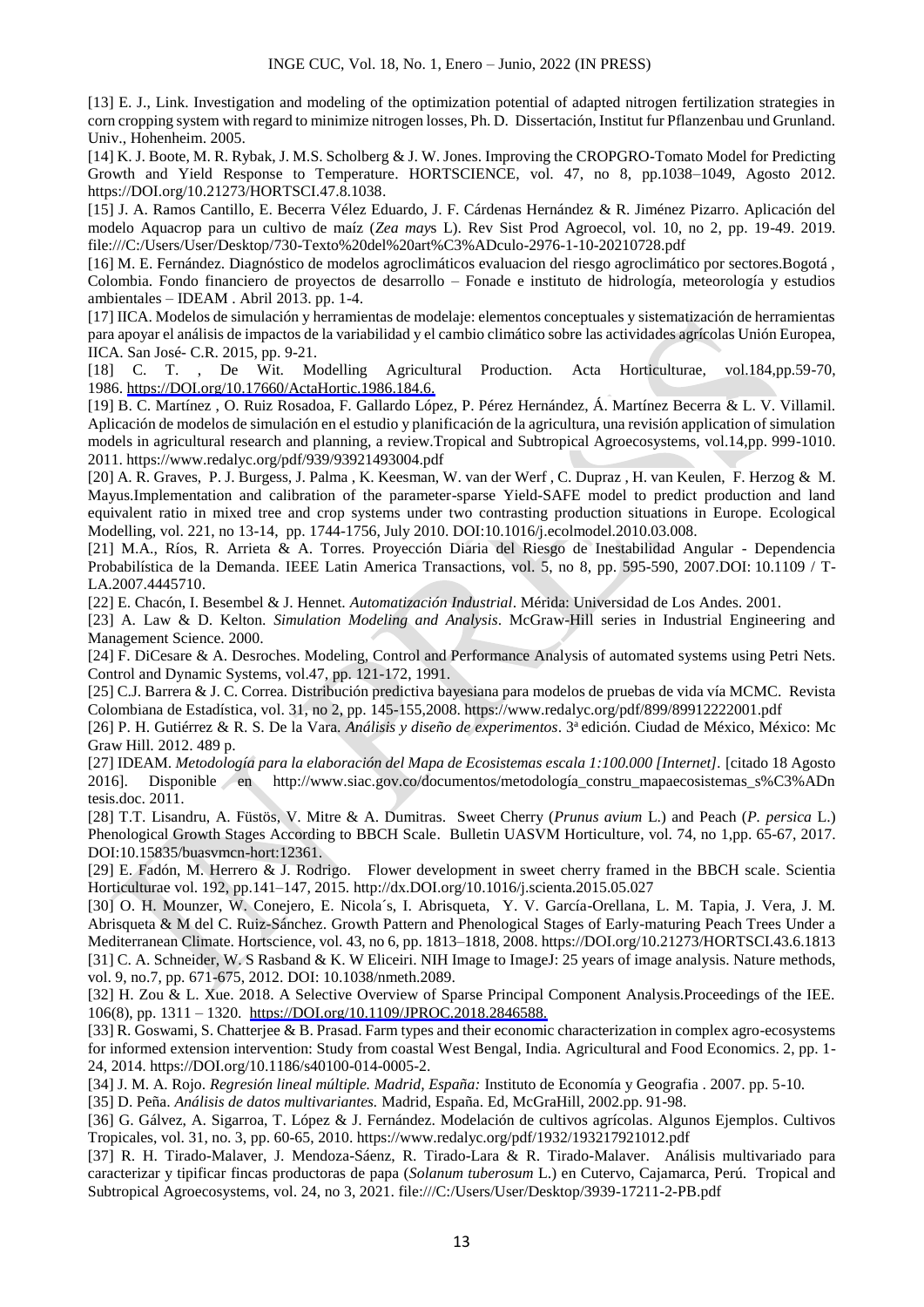[13] E. J., Link. Investigation and modeling of the optimization potential of adapted nitrogen fertilization strategies in corn cropping system with regard to minimize nitrogen losses, Ph. D. Dissertación, Institut fur Pflanzenbau und Grunland. Univ., Hohenheim. 2005.

[14] K. J. Boote, M. R. Rybak, J. M.S. Scholberg & J. W. Jones. Improving the CROPGRO-Tomato Model for Predicting Growth and Yield Response to Temperature. HORTSCIENCE, vol. 47, no 8, pp.1038–1049, Agosto 2012. https://DOI.org/10.21273/HORTSCI.47.8.1038.

[15] J. A. Ramos Cantillo, E. Becerra Vélez Eduardo, J. F. Cárdenas Hernández & R. Jiménez Pizarro. Aplicación del modelo Aquacrop para un cultivo de maíz (*Zea mays* L). Rev Sist Prod Agroecol, vol. 10, no 2, pp. 19-49. 2019. file:///C:/Users/User/Desktop/730-Texto%20del%20art%C3%ADculo-2976-1-10-20210728.pdf

[16] M. E. Fernández. Diagnóstico de modelos agroclimáticos evaluacion del riesgo agroclimático por sectores.Bogotá , Colombia. Fondo financiero de proyectos de desarrollo – Fonade e instituto de hidrología, meteorología y estudios ambientales – IDEAM . Abril 2013. pp. 1-4.

[17] IICA. Modelos de simulación y herramientas de modelaje: elementos conceptuales y sistematización de herramientas para apoyar el análisis de impactos de la variabilidad y el cambio climático sobre las actividades agrícolas Unión Europea, IICA. San José- C.R. 2015, pp. 9-21.

[18] C. T. , De Wit. Modelling Agricultural Production. Acta Horticulturae, vol.184,pp.59-70, 1986. https://DOI.org/10.17660/ActaHortic.1986.184.6.

[19] B. C. Martínez , O. Ruiz Rosadoa, F. Gallardo López, P. Pérez Hernández, Á. Martínez Becerra & L. V. Villamil. Aplicación de modelos de simulación en el estudio y planificación de la agricultura, una revisión application of simulation models in agricultural research and planning, a review.Tropical and Subtropical Agroecosystems, vol.14,pp. 999-1010. 2011. https://www.redalyc.org/pdf/939/93921493004.pdf

[20] A. R. Graves, P. J. Burgess, J. Palma , K. Keesman, W. van der Werf , C. Dupraz , H. van Keulen, F. Herzog & M. Mayus.Implementation and calibration of the parameter-sparse Yield-SAFE model to predict production and land equivalent ratio in mixed tree and crop systems under two contrasting production situations in Europe. Ecological Modelling, vol. 221, no 13-14, pp. 1744-1756, July 2010. DOI:10.1016/j.ecolmodel.2010.03.008.

[21] M.A., Ríos, R. Arrieta & A. Torres. Proyección Diaria del Riesgo de Inestabilidad Angular - Dependencia Probabilística de la Demanda. IEEE Latin America Transactions, vol. 5, no 8, pp. 595-590, 2007.DOI: 10.1109 / T-LA.2007.4445710.

[22] E. Chacón, I. Besembel & J. Hennet. *Automatización Industrial*. Mérida: Universidad de Los Andes. 2001.

[23] A. Law & D. Kelton. *Simulation Modeling and Analysis*. McGraw-Hill series in Industrial Engineering and Management Science. 2000.

[24] F. DiCesare & A. Desroches. Modeling, Control and Performance Analysis of automated systems using Petri Nets. Control and Dynamic Systems, vol.47, pp. 121-172, 1991.

[25] C.J. Barrera & J. C. Correa. Distribución predictiva bayesiana para modelos de pruebas de vida vía MCMC. Revista Colombiana de Estadística, vol. 31, no 2, pp. 145-155,2008. https://www.redalyc.org/pdf/899/89912222001.pdf

[26] P. H. Gutiérrez & R. S. De la Vara. *Análisis y diseño de experimentos*. 3ª edición. Ciudad de México, México: Mc Graw Hill. 2012. 489 p.

[27] IDEAM. *Metodología para la elaboración del Mapa de Ecosistemas escala 1:100.000 [Internet]*. [citado 18 Agosto 2016]. Disponible en http://www.siac.gov.co/documentos/metodología_constru_mapaecosistemas_s%C3%ADn tesis.doc. 2011.

[28] T.T. Lisandru, A. Füstös, V. Mitre & A. Dumitras. Sweet Cherry (*Prunus avium* L.) and Peach (*P. persica* L.) Phenological Growth Stages According to BBCH Scale. Bulletin UASVM Horticulture, vol. 74, no 1,pp. 65-67, 2017. DOI:10.15835/buasvmcn-hort:12361.

[29] E. Fadón, M. Herrero & J. Rodrigo. Flower development in sweet cherry framed in the BBCH scale. Scientia Horticulturae vol. 192, pp.141–147, 2015. http://dx.DOI.org/10.1016/j.scienta.2015.05.027

[30] O. H. Mounzer, W. Conejero, E. Nicola´s, I. Abrisqueta, Y. V. García-Orellana, L. M. Tapia, J. Vera, J. M. Abrisqueta & M del C. Ruiz-Sánchez. Growth Pattern and Phenological Stages of Early-maturing Peach Trees Under a Mediterranean Climate. Hortscience, vol. 43, no 6, pp. 1813–1818, 2008. https://DOI.org/10.21273/HORTSCI.43.6.1813

[31] C. A. Schneider, W. S Rasband & K. W Eliceiri. NIH Image to ImageJ: 25 years of image analysis. Nature methods, vol. 9, no.7, pp. 671-675, 2012. DOI: 10.1038/nmeth.2089.

[32] H. Zou & L. Xue. 2018. A Selective Overview of Sparse Principal Component Analysis.Proceedings of the IEE. 106(8), pp. 1311 – 1320. https://DOI.org/10.1109/JPROC.2018.2846588.

[33] R. Goswami, S. Chatterjee & B. Prasad. Farm types and their economic characterization in complex agro-ecosystems for informed extension intervention: Study from coastal West Bengal, India. Agricultural and Food Economics. 2, pp. 1-24, 2014. https://DOI.org/10.1186/s40100-014-0005-2.

[34] J. M. A. Rojo. *Regresión lineal múltiple. Madrid, España:* Instituto de Economía y Geografia . 2007. pp. 5-10.

[35] D. Peña. *Análisis de datos multivariantes.* Madrid, España. Ed, McGraHill, 2002.pp. 91-98.

[36] G. Gálvez, A. Sigarroa, T. López & J. Fernández. Modelación de cultivos agrícolas. Algunos Ejemplos. Cultivos Tropicales, vol. 31, no. 3, pp. 60-65, 2010. https://www.redalyc.org/pdf/1932/193217921012.pdf

[37] R. H. Tirado-Malaver, J. Mendoza-Sáenz, R. Tirado-Lara & R. Tirado-Malaver. Análisis multivariado para caracterizar y tipificar fincas productoras de papa (*Solanum tuberosum* L.) en Cutervo, Cajamarca, Perú. Tropical and Subtropical Agroecosystems, vol. 24, no 3, 2021. file:///C:/Users/User/Desktop/3939-17211-2-PB.pdf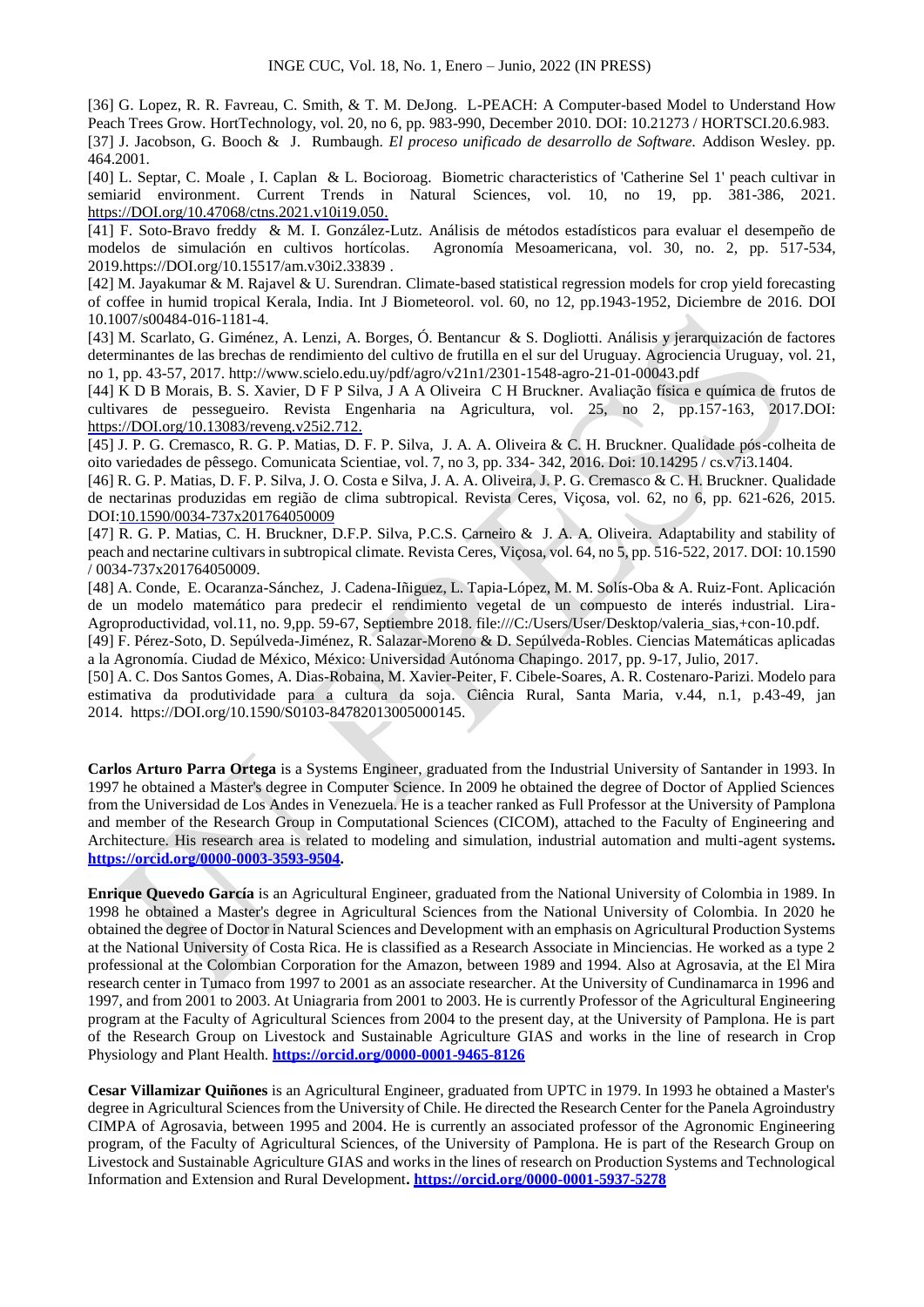[36] G. Lopez, R. R. Favreau, C. Smith, & T. M. DeJong. L-PEACH: A Computer-based Model to Understand How Peach Trees Grow. HortTechnology, vol. 20, no 6, pp. 983-990, December 2010. DOI: 10.21273 / HORTSCI.20.6.983.

[37] J. Jacobson, G. Booch & J. Rumbaugh. *El proceso unificado de desarrollo de Software.* Addison Wesley. pp. 464.2001.

[40] L. Septar, C. Moale , I. Caplan & L. Bocioroag. Biometric characteristics of 'Catherine Sel 1' peach cultivar in semiarid environment. Current Trends in Natural Sciences, vol. 10, no 19, pp. 381-386, 2021. https://DOI.org/10.47068/ctns.2021.v10i19.050.

[41] F. Soto-Bravo freddy & M. I. González-Lutz. Análisis de métodos estadísticos para evaluar el desempeño de modelos de simulación en cultivos hortícolas. Agronomía Mesoamericana, vol. 30, no. 2, pp. 517-534, 2019.https://DOI.org/10.15517/am.v30i2.33839 .

[42] M. Jayakumar & M. Rajavel & U. Surendran. Climate-based statistical regression models for crop yield forecasting of coffee in humid tropical Kerala, India. Int J Biometeorol. vol. 60, no 12, pp.1943-1952, Diciembre de 2016. DOI 10.1007/s00484-016-1181-4.

[43] M. Scarlato, G. Giménez, A. Lenzi, A. Borges, Ó. Bentancur & S. Dogliotti. Análisis y jerarquización de factores determinantes de las brechas de rendimiento del cultivo de frutilla en el sur del Uruguay. Agrociencia Uruguay, vol. 21, no 1, pp. 43-57, 2017. http://www.scielo.edu.uy/pdf/agro/v21n1/2301-1548-agro-21-01-00043.pdf

[44] K D B Morais, B. S. Xavier, D F P Silva, J A A Oliveira C H Bruckner. Avaliação física e química de frutos de cultivares de pessegueiro. Revista Engenharia na Agricultura, vol. 25, no 2, pp.157-163, 2017.DOI: https://DOI.org/10.13083/reveng.v25i2.712.

[45] J. P. G. Cremasco, R. G. P. Matias, D. F. P. Silva, J. A. A. Oliveira & C. H. Bruckner. Qualidade pós-colheita de oito variedades de pêssego. Comunicata Scientiae, vol. 7, no 3, pp. 334- 342, 2016. Doi: 10.14295 / cs.v7i3.1404.

[46] R. G. P. Matias, D. F. P. Silva, J. O. Costa e Silva, J. A. A. Oliveira, J. P. G. Cremasco & C. H. Bruckner. Qualidade de nectarinas produzidas em região de clima subtropical. Revista Ceres, Viçosa, vol. 62, no 6, pp. 621-626, 2015. DOI:10.1590/0034-737x201764050009

[47] R. G. P. Matias, C. H. Bruckner, D.F.P. Silva, P.C.S. Carneiro & J. A. A. Oliveira. Adaptability and stability of peach and nectarine cultivars in subtropical climate. Revista Ceres, Viçosa, vol. 64, no 5, pp. 516-522, 2017. DOI: 10.1590 / 0034-737x201764050009.

[48] A. Conde, E. Ocaranza-Sánchez, J. Cadena-Iñiguez, L. Tapia-López, M. M. Solís-Oba & A. Ruiz-Font. Aplicación de un modelo matemático para predecir el rendimiento vegetal de un compuesto de interés industrial. Lira-Agroproductividad, vol.11, no. 9,pp. 59-67, Septiembre 2018. file:///C:/Users/User/Desktop/valeria_sias,+con-10.pdf.

[49] F. Pérez-Soto, D. Sepúlveda-Jiménez, R. Salazar-Moreno & D. Sepúlveda-Robles. Ciencias Matemáticas aplicadas a la Agronomía. Ciudad de México, México: Universidad Autónoma Chapingo. 2017, pp. 9-17, Julio, 2017.

[50] A. C. Dos Santos Gomes, A. Dias-Robaina, M. Xavier-Peiter, F. Cibele-Soares, A. R. Costenaro-Parizi. Modelo para estimativa da produtividade para a cultura da soja. Ciência Rural, Santa Maria, v.44, n.1, p.43-49, jan 2014. https://DOI.org/10.1590/S0103-84782013005000145.

**Carlos Arturo Parra Ortega** is a Systems Engineer, graduated from the Industrial University of Santander in 1993. In 1997 he obtained a Master's degree in Computer Science. In 2009 he obtained the degree of Doctor of Applied Sciences from the Universidad de Los Andes in Venezuela. He is a teacher ranked as Full Professor at the University of Pamplona and member of the Research Group in Computational Sciences (CICOM), attached to the Faculty of Engineering and Architecture. His research area is related to modeling and simulation, industrial automation and multi-agent systems**.** **https://orcid.org/0000-0003-3593-9504.**

**Enrique Quevedo García** is an Agricultural Engineer, graduated from the National University of Colombia in 1989. In 1998 he obtained a Master's degree in Agricultural Sciences from the National University of Colombia. In 2020 he obtained the degree of Doctor in Natural Sciences and Development with an emphasis on Agricultural Production Systems at the National University of Costa Rica. He is classified as a Research Associate in Minciencias. He worked as a type 2 professional at the Colombian Corporation for the Amazon, between 1989 and 1994. Also at Agrosavia, at the El Mira research center in Tumaco from 1997 to 2001 as an associate researcher. At the University of Cundinamarca in 1996 and 1997, and from 2001 to 2003. At Uniagraria from 2001 to 2003. He is currently Professor of the Agricultural Engineering program at the Faculty of Agricultural Sciences from 2004 to the present day, at the University of Pamplona. He is part of the Research Group on Livestock and Sustainable Agriculture GIAS and works in the line of research in Crop Physiology and Plant Health. **https://orcid.org/0000-0001-9465-8126**

**Cesar Villamizar Quiñones** is an Agricultural Engineer, graduated from UPTC in 1979. In 1993 he obtained a Master's degree in Agricultural Sciences from the University of Chile. He directed the Research Center for the Panela Agroindustry CIMPA of Agrosavia, between 1995 and 2004. He is currently an associated professor of the Agronomic Engineering program, of the Faculty of Agricultural Sciences, of the University of Pamplona. He is part of the Research Group on Livestock and Sustainable Agriculture GIAS and works in the lines of research on Production Systems and Technological Information and Extension and Rural Development**.** **https://orcid.org/0000-0001-5937-5278**